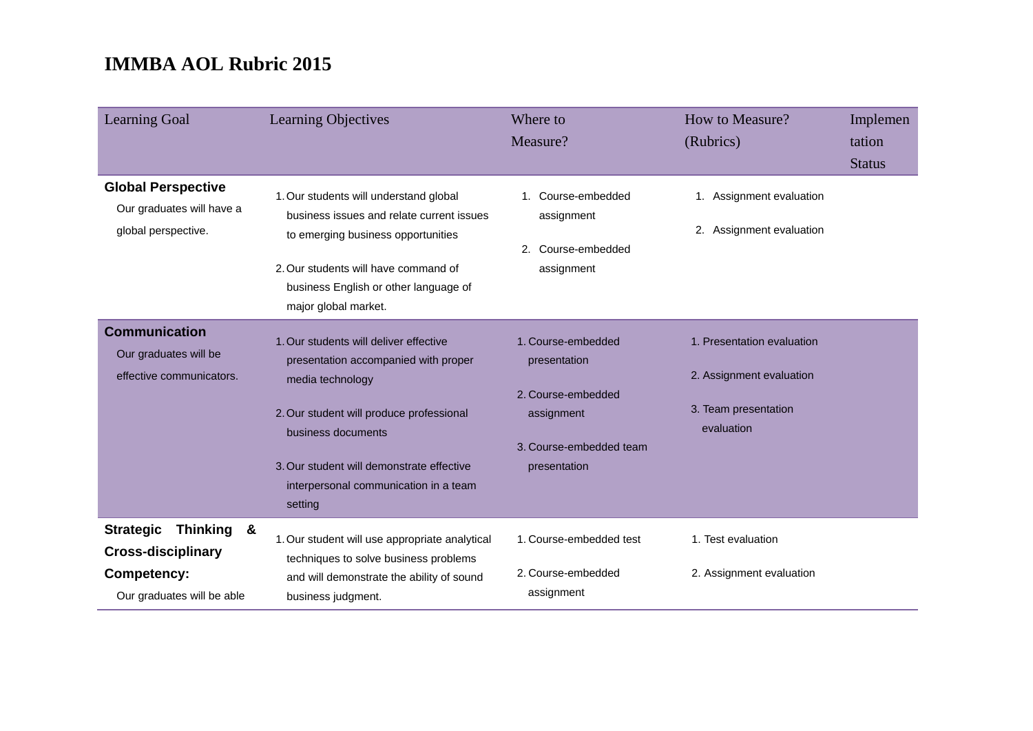# IMMBA AOL Rubric 2015

| Learning Goal | Learning Objectives | Where to Measure? | How to Measure? (Rubrics) | Implementation Status |
|---|---|---|---|---|
| **Global Perspective**<br>Our graduates will have a global perspective. | 1. Our students will understand global business issues and relate current issues to emerging business opportunities<br>2. Our students will have command of business English or other language of major global market. | 1. Course-embedded assignment<br>2. Course-embedded assignment | 1. Assignment evaluation<br>2. Assignment evaluation | |
| **Communication**<br>Our graduates will be effective communicators. | 1. Our students will deliver effective presentation accompanied with proper media technology<br>2. Our student will produce professional business documents<br>3. Our student will demonstrate effective interpersonal communication in a team setting | 1. Course-embedded presentation<br>2. Course-embedded assignment<br>3. Course-embedded team presentation | 1. Presentation evaluation<br>2. Assignment evaluation<br>3. Team presentation evaluation | |
| **Strategic Thinking & Cross-disciplinary Competency:**<br>Our graduates will be able | 1. Our student will use appropriate analytical techniques to solve business problems and will demonstrate the ability of sound business judgment. | 1. Course-embedded test<br>2. Course-embedded assignment | 1. Test evaluation<br>2. Assignment evaluation | |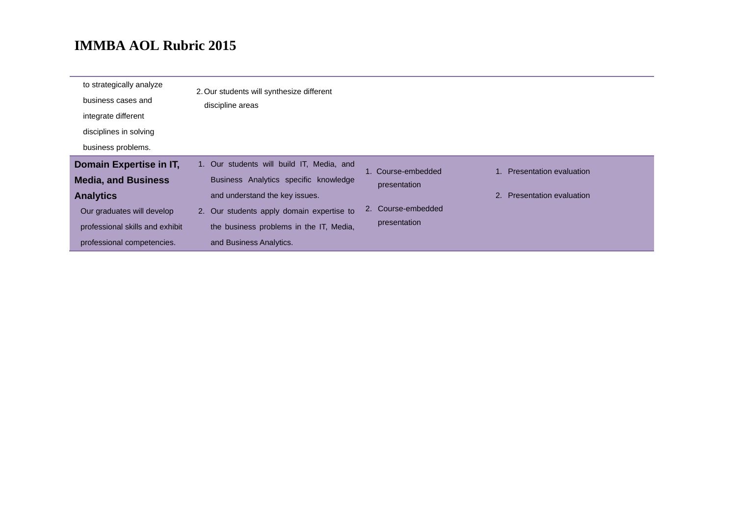## IMMBA AOL Rubric 2015

| | | | |
|---|---|---|---|
| to strategically analyze business cases and integrate different disciplines in solving business problems. | 2. Our students will synthesize different discipline areas | | |
| **Domain Expertise in IT, Media, and Business Analytics** Our graduates will develop professional skills and exhibit professional competencies. | 1. Our students will build IT, Media, and Business Analytics specific knowledge and understand the key issues. 2. Our students apply domain expertise to the business problems in the IT, Media, and Business Analytics. | 1. Course-embedded presentation 2. Course-embedded presentation | 1. Presentation evaluation 2. Presentation evaluation |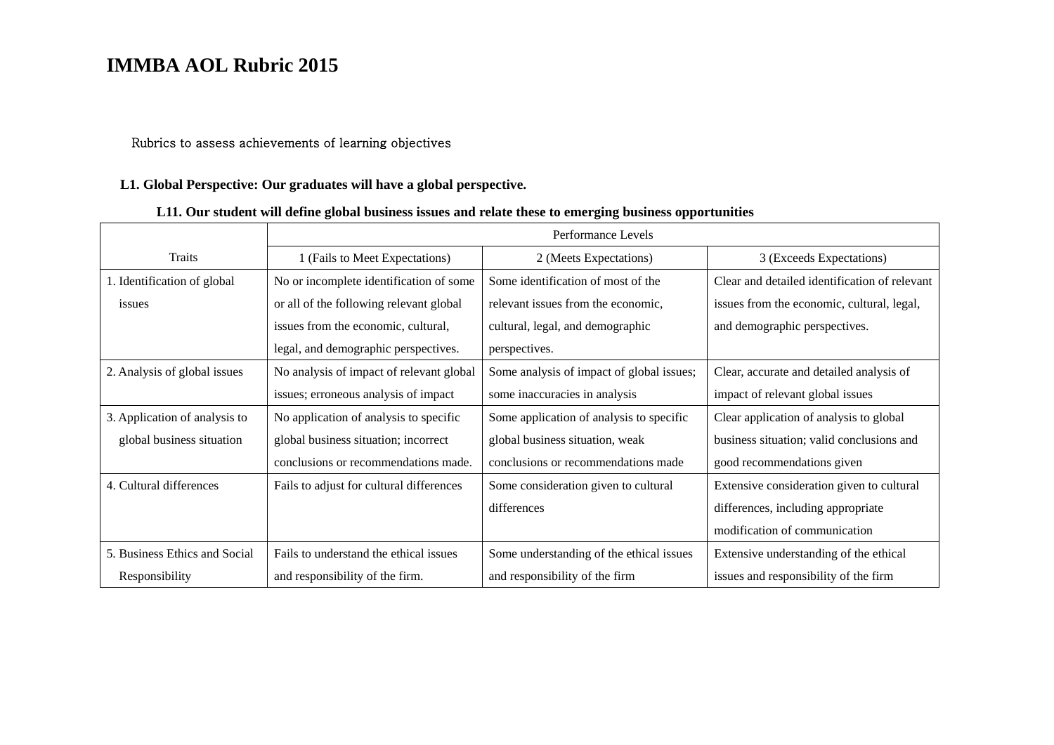# IMMBA AOL Rubric 2015

Rubrics to assess achievements of learning objectives

**L1. Global Perspective: Our graduates will have a global perspective.**

**L11. Our student will define global business issues and relate these to emerging business opportunities**

| Traits | Performance Levels | | |
|---|---|---|---|
| | 1 (Fails to Meet Expectations) | 2 (Meets Expectations) | 3 (Exceeds Expectations) |
| 1. Identification of global issues | No or incomplete identification of some or all of the following relevant global issues from the economic, cultural, legal, and demographic perspectives. | Some identification of most of the relevant issues from the economic, cultural, legal, and demographic perspectives. | Clear and detailed identification of relevant issues from the economic, cultural, legal, and demographic perspectives. |
| 2. Analysis of global issues | No analysis of impact of relevant global issues; erroneous analysis of impact | Some analysis of impact of global issues; some inaccuracies in analysis | Clear, accurate and detailed analysis of impact of relevant global issues |
| 3. Application of analysis to global business situation | No application of analysis to specific global business situation; incorrect conclusions or recommendations made. | Some application of analysis to specific global business situation, weak conclusions or recommendations made | Clear application of analysis to global business situation; valid conclusions and good recommendations given |
| 4. Cultural differences | Fails to adjust for cultural differences | Some consideration given to cultural differences | Extensive consideration given to cultural differences, including appropriate modification of communication |
| 5. Business Ethics and Social Responsibility | Fails to understand the ethical issues and responsibility of the firm. | Some understanding of the ethical issues and responsibility of the firm | Extensive understanding of the ethical issues and responsibility of the firm |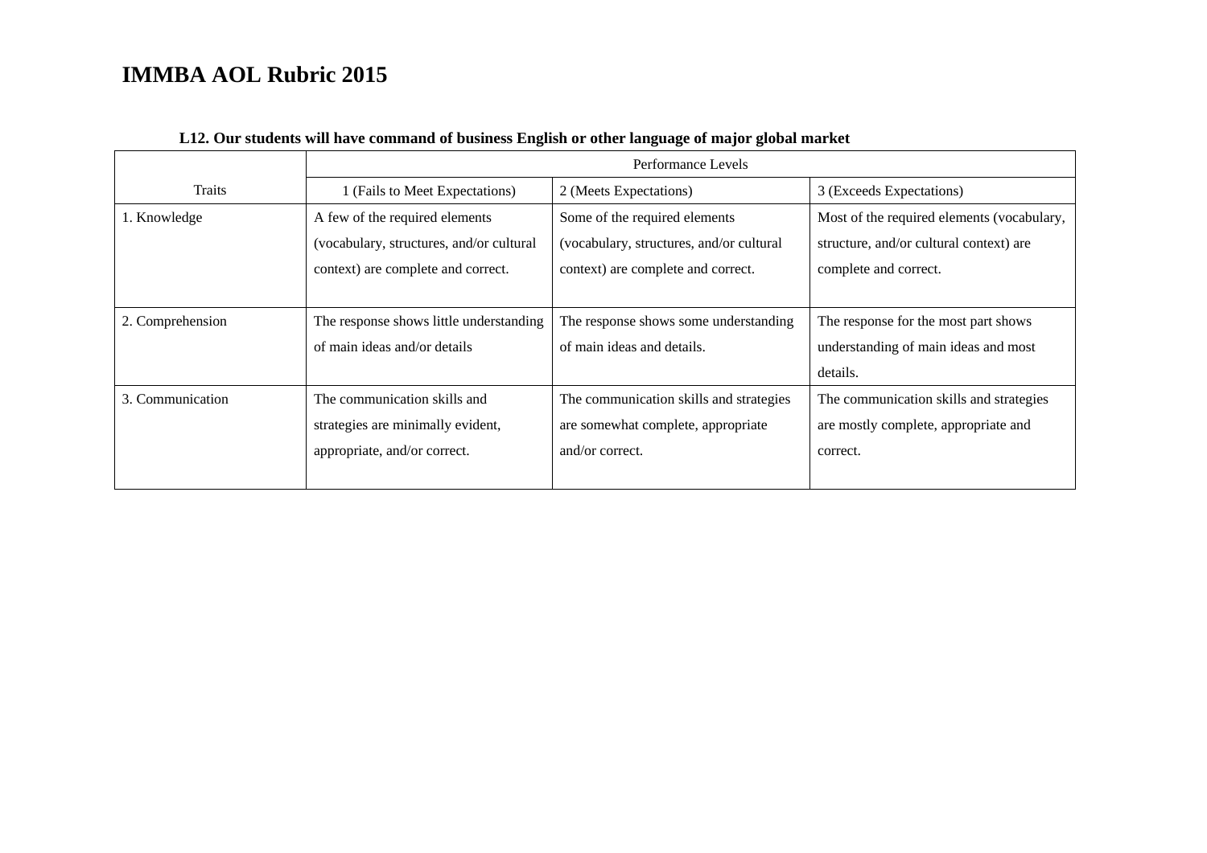# IMMBA AOL Rubric 2015

**L12. Our students will have command of business English or other language of major global market**

| | Performance Levels | | |
|---|---|---|---|
| Traits | 1 (Fails to Meet Expectations) | 2 (Meets Expectations) | 3 (Exceeds Expectations) |
| 1. Knowledge | A few of the required elements (vocabulary, structures, and/or cultural context) are complete and correct. | Some of the required elements (vocabulary, structures, and/or cultural context) are complete and correct. | Most of the required elements (vocabulary, structure, and/or cultural context) are complete and correct. |
| 2. Comprehension | The response shows little understanding of main ideas and/or details | The response shows some understanding of main ideas and details. | The response for the most part shows understanding of main ideas and most details. |
| 3. Communication | The communication skills and strategies are minimally evident, appropriate, and/or correct. | The communication skills and strategies are somewhat complete, appropriate and/or correct. | The communication skills and strategies are mostly complete, appropriate and correct. |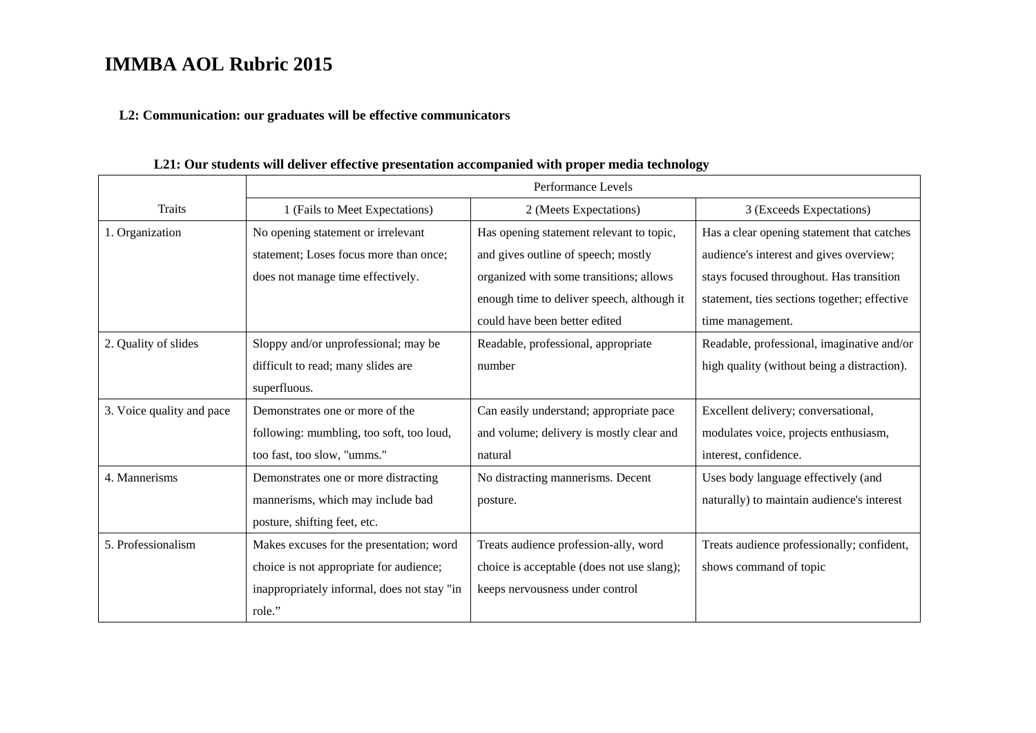# IMMBA AOL Rubric 2015

## L2: Communication: our graduates will be effective communicators

### L21: Our students will deliver effective presentation accompanied with proper media technology

| Traits | Performance Levels | | |
|---|---|---|---|
| | 1 (Fails to Meet Expectations) | 2 (Meets Expectations) | 3 (Exceeds Expectations) |
| 1. Organization | No opening statement or irrelevant statement; Loses focus more than once; does not manage time effectively. | Has opening statement relevant to topic, and gives outline of speech; mostly organized with some transitions; allows enough time to deliver speech, although it could have been better edited | Has a clear opening statement that catches audience's interest and gives overview; stays focused throughout. Has transition statement, ties sections together; effective time management. |
| 2. Quality of slides | Sloppy and/or unprofessional; may be difficult to read; many slides are superfluous. | Readable, professional, appropriate number | Readable, professional, imaginative and/or high quality (without being a distraction). |
| 3. Voice quality and pace | Demonstrates one or more of the following: mumbling, too soft, too loud, too fast, too slow, "umms." | Can easily understand; appropriate pace and volume; delivery is mostly clear and natural | Excellent delivery; conversational, modulates voice, projects enthusiasm, interest, confidence. |
| 4. Mannerisms | Demonstrates one or more distracting mannerisms, which may include bad posture, shifting feet, etc. | No distracting mannerisms. Decent posture. | Uses body language effectively (and naturally) to maintain audience's interest |
| 5. Professionalism | Makes excuses for the presentation; word choice is not appropriate for audience; inappropriately informal, does not stay "in role." | Treats audience profession-ally, word choice is acceptable (does not use slang); keeps nervousness under control | Treats audience professionally; confident, shows command of topic |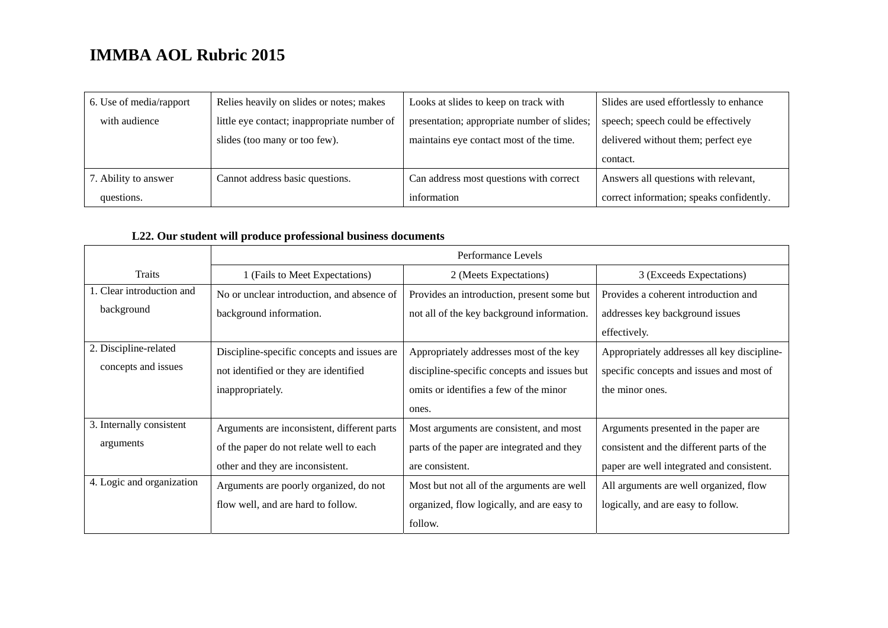# IMMBA AOL Rubric 2015

| | | | |
|---|---|---|---|
| 6. Use of media/rapport with audience | Relies heavily on slides or notes; makes little eye contact; inappropriate number of slides (too many or too few). | Looks at slides to keep on track with presentation; appropriate number of slides; maintains eye contact most of the time. | Slides are used effortlessly to enhance speech; speech could be effectively delivered without them; perfect eye contact. |
| 7. Ability to answer questions. | Cannot address basic questions. | Can address most questions with correct information | Answers all questions with relevant, correct information; speaks confidently. |

**L22. Our student will produce professional business documents**

| Traits | Performance Levels | | |
|---|---|---|---|
| | 1 (Fails to Meet Expectations) | 2 (Meets Expectations) | 3 (Exceeds Expectations) |
| 1. Clear introduction and background | No or unclear introduction, and absence of background information. | Provides an introduction, present some but not all of the key background information. | Provides a coherent introduction and addresses key background issues effectively. |
| 2. Discipline-related concepts and issues | Discipline-specific concepts and issues are not identified or they are identified inappropriately. | Appropriately addresses most of the key discipline-specific concepts and issues but omits or identifies a few of the minor ones. | Appropriately addresses all key discipline-specific concepts and issues and most of the minor ones. |
| 3. Internally consistent arguments | Arguments are inconsistent, different parts of the paper do not relate well to each other and they are inconsistent. | Most arguments are consistent, and most parts of the paper are integrated and they are consistent. | Arguments presented in the paper are consistent and the different parts of the paper are well integrated and consistent. |
| 4. Logic and organization | Arguments are poorly organized, do not flow well, and are hard to follow. | Most but not all of the arguments are well organized, flow logically, and are easy to follow. | All arguments are well organized, flow logically, and are easy to follow. |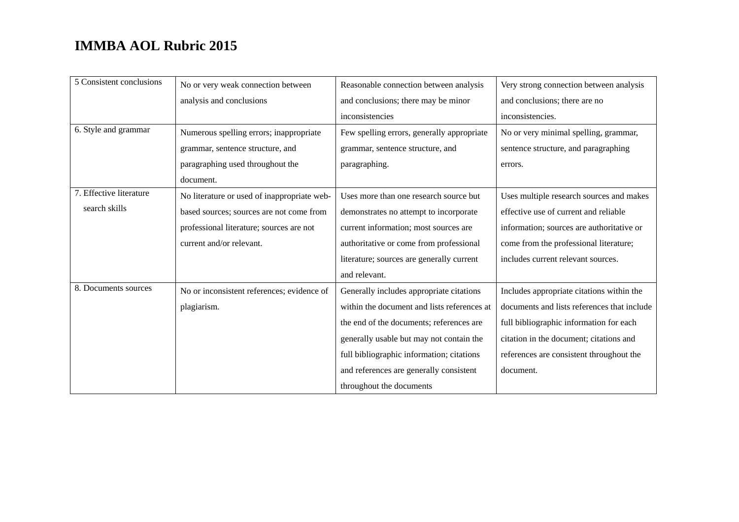# IMMBA AOL Rubric 2015

| | | | |
|---|---|---|---|
| 5 Consistent conclusions | No or very weak connection between analysis and conclusions | Reasonable connection between analysis and conclusions; there may be minor inconsistencies | Very strong connection between analysis and conclusions; there are no inconsistencies. |
| 6. Style and grammar | Numerous spelling errors; inappropriate grammar, sentence structure, and paragraphing used throughout the document. | Few spelling errors, generally appropriate grammar, sentence structure, and paragraphing. | No or very minimal spelling, grammar, sentence structure, and paragraphing errors. |
| 7. Effective literature search skills | No literature or used of inappropriate web-based sources; sources are not come from professional literature; sources are not current and/or relevant. | Uses more than one research source but demonstrates no attempt to incorporate current information; most sources are authoritative or come from professional literature; sources are generally current and relevant. | Uses multiple research sources and makes effective use of current and reliable information; sources are authoritative or come from the professional literature; includes current relevant sources. |
| 8. Documents sources | No or inconsistent references; evidence of plagiarism. | Generally includes appropriate citations within the document and lists references at the end of the documents; references are generally usable but may not contain the full bibliographic information; citations and references are generally consistent throughout the documents | Includes appropriate citations within the documents and lists references that include full bibliographic information for each citation in the document; citations and references are consistent throughout the document. |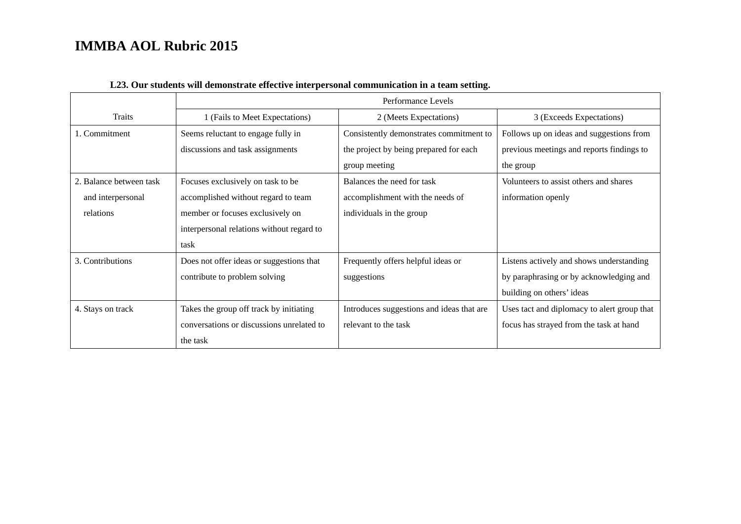# IMMBA AOL Rubric 2015

**L23. Our students will demonstrate effective interpersonal communication in a team setting.**

| Traits | Performance Levels | | |
|---|---|---|---|
| | 1 (Fails to Meet Expectations) | 2 (Meets Expectations) | 3 (Exceeds Expectations) |
| 1. Commitment | Seems reluctant to engage fully in discussions and task assignments | Consistently demonstrates commitment to the project by being prepared for each group meeting | Follows up on ideas and suggestions from previous meetings and reports findings to the group |
| 2. Balance between task and interpersonal relations | Focuses exclusively on task to be accomplished without regard to team member or focuses exclusively on interpersonal relations without regard to task | Balances the need for task accomplishment with the needs of individuals in the group | Volunteers to assist others and shares information openly |
| 3. Contributions | Does not offer ideas or suggestions that contribute to problem solving | Frequently offers helpful ideas or suggestions | Listens actively and shows understanding by paraphrasing or by acknowledging and building on others' ideas |
| 4. Stays on track | Takes the group off track by initiating conversations or discussions unrelated to the task | Introduces suggestions and ideas that are relevant to the task | Uses tact and diplomacy to alert group that focus has strayed from the task at hand |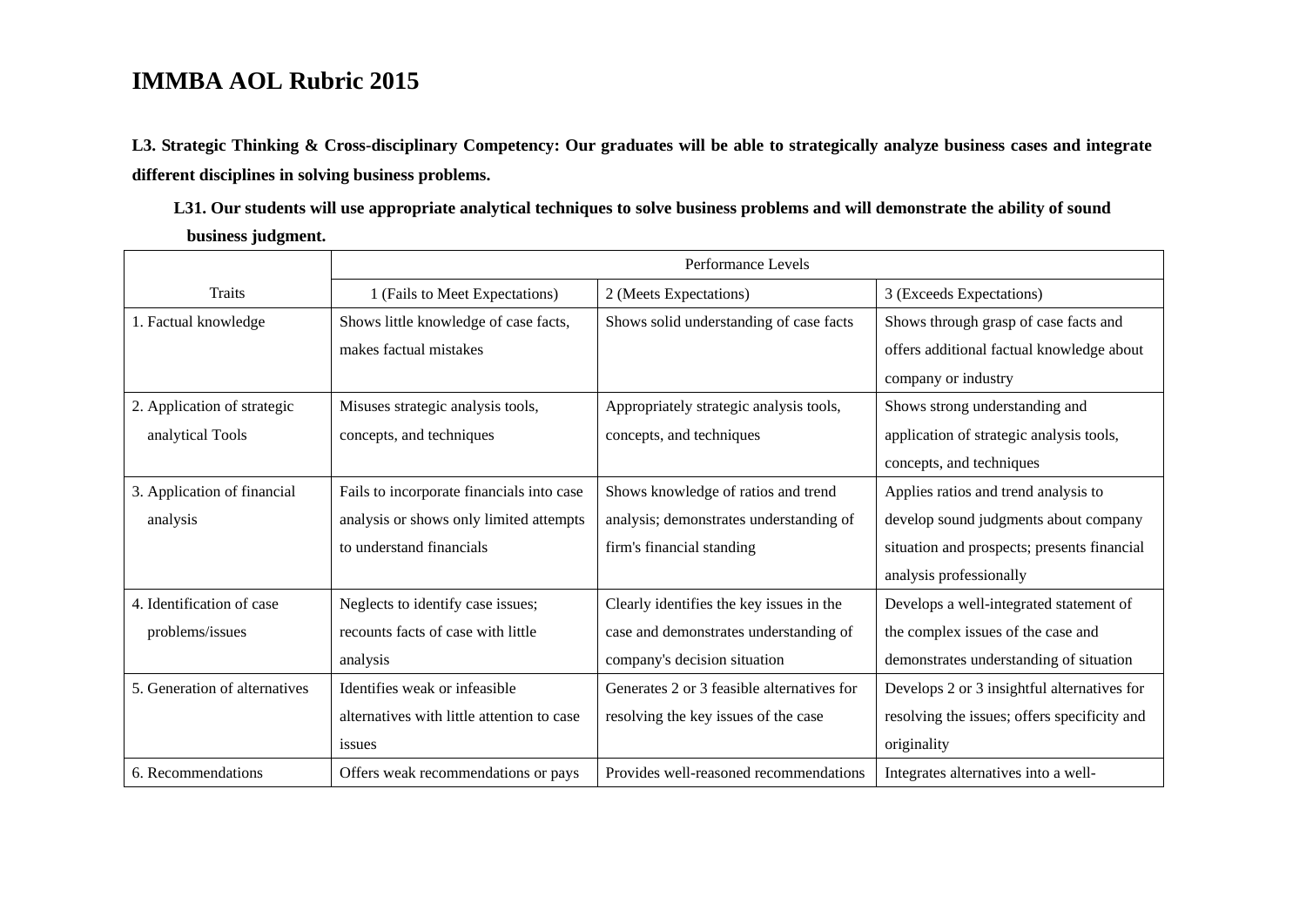# IMMBA AOL Rubric 2015

**L3. Strategic Thinking & Cross-disciplinary Competency: Our graduates will be able to strategically analyze business cases and integrate different disciplines in solving business problems.**

**L31. Our students will use appropriate analytical techniques to solve business problems and will demonstrate the ability of sound business judgment.**

| | Performance Levels | | |
|---|---|---|---|
| Traits | 1 (Fails to Meet Expectations) | 2 (Meets Expectations) | 3 (Exceeds Expectations) |
| 1. Factual knowledge | Shows little knowledge of case facts, makes factual mistakes | Shows solid understanding of case facts | Shows through grasp of case facts and offers additional factual knowledge about company or industry |
| 2. Application of strategic analytical Tools | Misuses strategic analysis tools, concepts, and techniques | Appropriately strategic analysis tools, concepts, and techniques | Shows strong understanding and application of strategic analysis tools, concepts, and techniques |
| 3. Application of financial analysis | Fails to incorporate financials into case analysis or shows only limited attempts to understand financials | Shows knowledge of ratios and trend analysis; demonstrates understanding of firm's financial standing | Applies ratios and trend analysis to develop sound judgments about company situation and prospects; presents financial analysis professionally |
| 4. Identification of case problems/issues | Neglects to identify case issues; recounts facts of case with little analysis | Clearly identifies the key issues in the case and demonstrates understanding of company's decision situation | Develops a well-integrated statement of the complex issues of the case and demonstrates understanding of situation |
| 5. Generation of alternatives | Identifies weak or infeasible alternatives with little attention to case issues | Generates 2 or 3 feasible alternatives for resolving the key issues of the case | Develops 2 or 3 insightful alternatives for resolving the issues; offers specificity and originality |
| 6. Recommendations | Offers weak recommendations or pays | Provides well-reasoned recommendations | Integrates alternatives into a well- |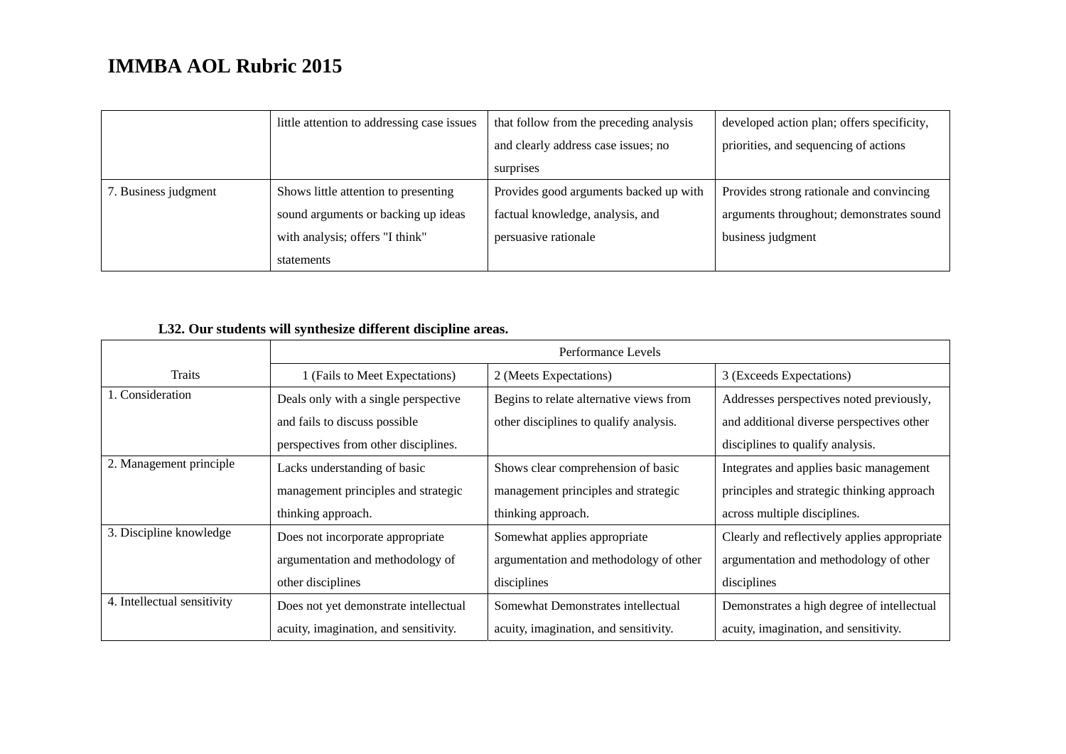# IMMBA AOL Rubric 2015

| | | | |
|---|---|---|---|
| | little attention to addressing case issues | that follow from the preceding analysis and clearly address case issues; no surprises | developed action plan; offers specificity, priorities, and sequencing of actions |
| 7. Business judgment | Shows little attention to presenting sound arguments or backing up ideas with analysis; offers "I think" statements | Provides good arguments backed up with factual knowledge, analysis, and persuasive rationale | Provides strong rationale and convincing arguments throughout; demonstrates sound business judgment |

**L32. Our students will synthesize different discipline areas.**

| Traits | Performance Levels | | |
|---|---|---|---|
| | 1 (Fails to Meet Expectations) | 2 (Meets Expectations) | 3 (Exceeds Expectations) |
| 1. Consideration | Deals only with a single perspective and fails to discuss possible perspectives from other disciplines. | Begins to relate alternative views from other disciplines to qualify analysis. | Addresses perspectives noted previously, and additional diverse perspectives other disciplines to qualify analysis. |
| 2. Management principle | Lacks understanding of basic management principles and strategic thinking approach. | Shows clear comprehension of basic management principles and strategic thinking approach. | Integrates and applies basic management principles and strategic thinking approach across multiple disciplines. |
| 3. Discipline knowledge | Does not incorporate appropriate argumentation and methodology of other disciplines | Somewhat applies appropriate argumentation and methodology of other disciplines | Clearly and reflectively applies appropriate argumentation and methodology of other disciplines |
| 4. Intellectual sensitivity | Does not yet demonstrate intellectual acuity, imagination, and sensitivity. | Somewhat Demonstrates intellectual acuity, imagination, and sensitivity. | Demonstrates a high degree of intellectual acuity, imagination, and sensitivity. |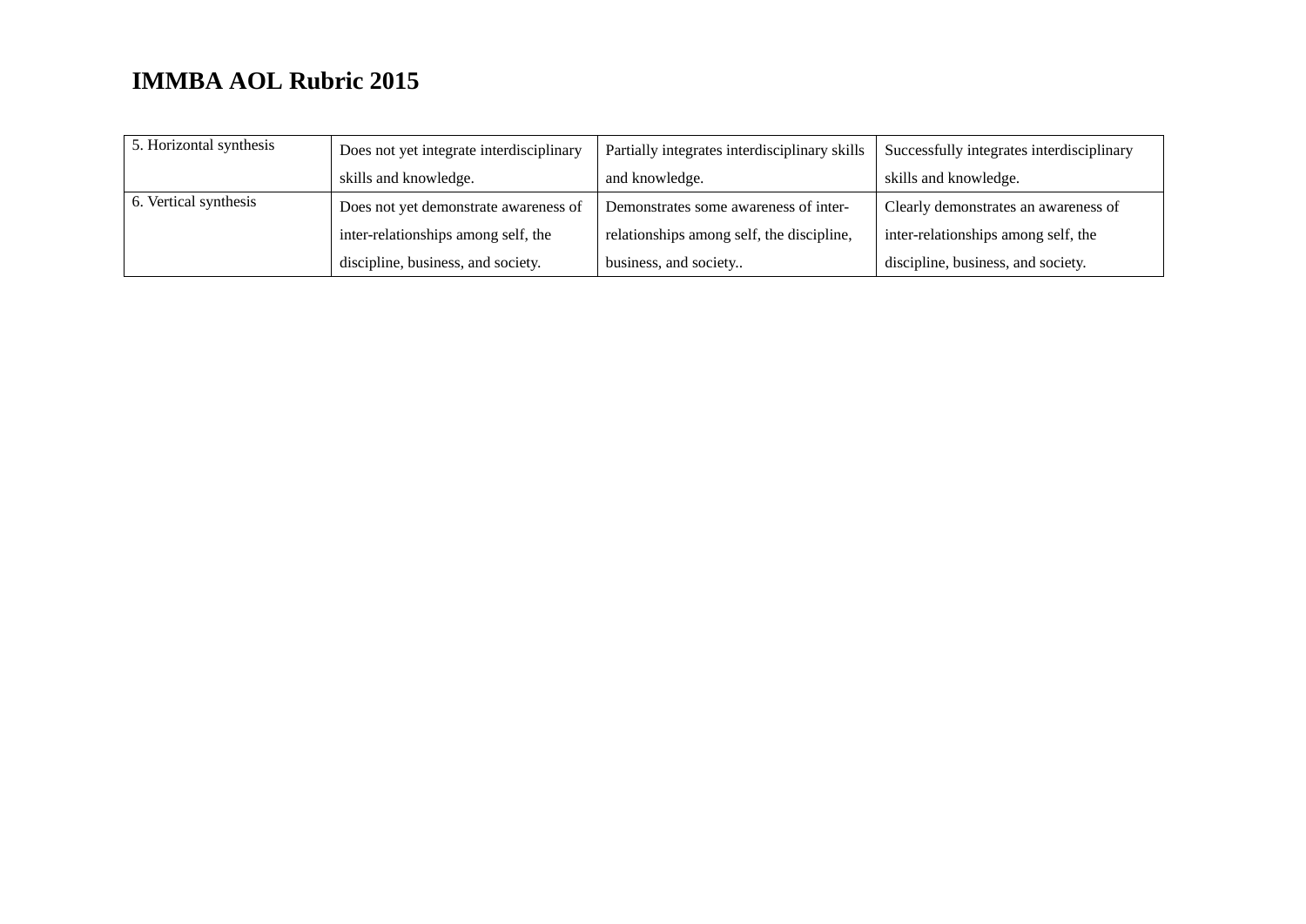# IMMBA AOL Rubric 2015

| | | | |
|---|---|---|---|
| 5. Horizontal synthesis | Does not yet integrate interdisciplinary skills and knowledge. | Partially integrates interdisciplinary skills and knowledge. | Successfully integrates interdisciplinary skills and knowledge. |
| 6. Vertical synthesis | Does not yet demonstrate awareness of inter-relationships among self, the discipline, business, and society. | Demonstrates some awareness of inter-relationships among self, the discipline, business, and society.. | Clearly demonstrates an awareness of inter-relationships among self, the discipline, business, and society. |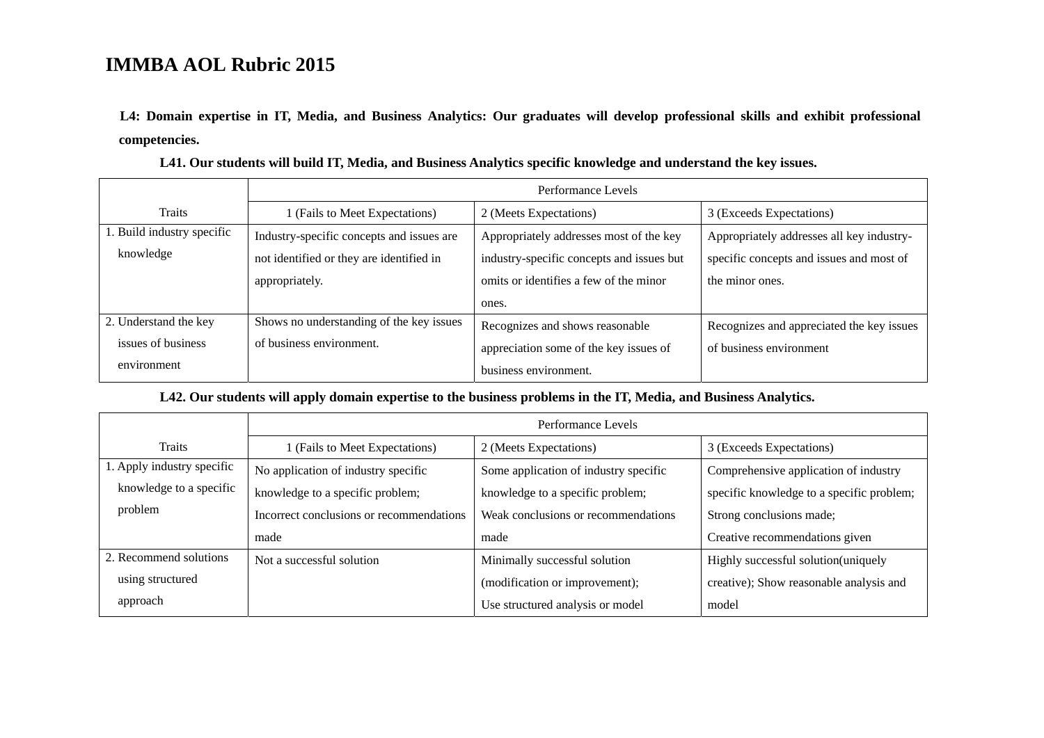# IMMBA AOL Rubric 2015

**L4: Domain expertise in IT, Media, and Business Analytics: Our graduates will develop professional skills and exhibit professional competencies.**

**L41. Our students will build IT, Media, and Business Analytics specific knowledge and understand the key issues.**

| Traits | Performance Levels | | |
|---|---|---|---|
| | 1 (Fails to Meet Expectations) | 2 (Meets Expectations) | 3 (Exceeds Expectations) |
| 1. Build industry specific knowledge | Industry-specific concepts and issues are not identified or they are identified in appropriately. | Appropriately addresses most of the key industry-specific concepts and issues but omits or identifies a few of the minor ones. | Appropriately addresses all key industry-specific concepts and issues and most of the minor ones. |
| 2. Understand the key issues of business environment | Shows no understanding of the key issues of business environment. | Recognizes and shows reasonable appreciation some of the key issues of business environment. | Recognizes and appreciated the key issues of business environment |

**L42. Our students will apply domain expertise to the business problems in the IT, Media, and Business Analytics.**

| Traits | Performance Levels | | |
|---|---|---|---|
| | 1 (Fails to Meet Expectations) | 2 (Meets Expectations) | 3 (Exceeds Expectations) |
| 1. Apply industry specific knowledge to a specific problem | No application of industry specific knowledge to a specific problem; Incorrect conclusions or recommendations made | Some application of industry specific knowledge to a specific problem; Weak conclusions or recommendations made | Comprehensive application of industry specific knowledge to a specific problem; Strong conclusions made; Creative recommendations given |
| 2. Recommend solutions using structured approach | Not a successful solution | Minimally successful solution (modification or improvement); Use structured analysis or model | Highly successful solution(uniquely creative); Show reasonable analysis and model |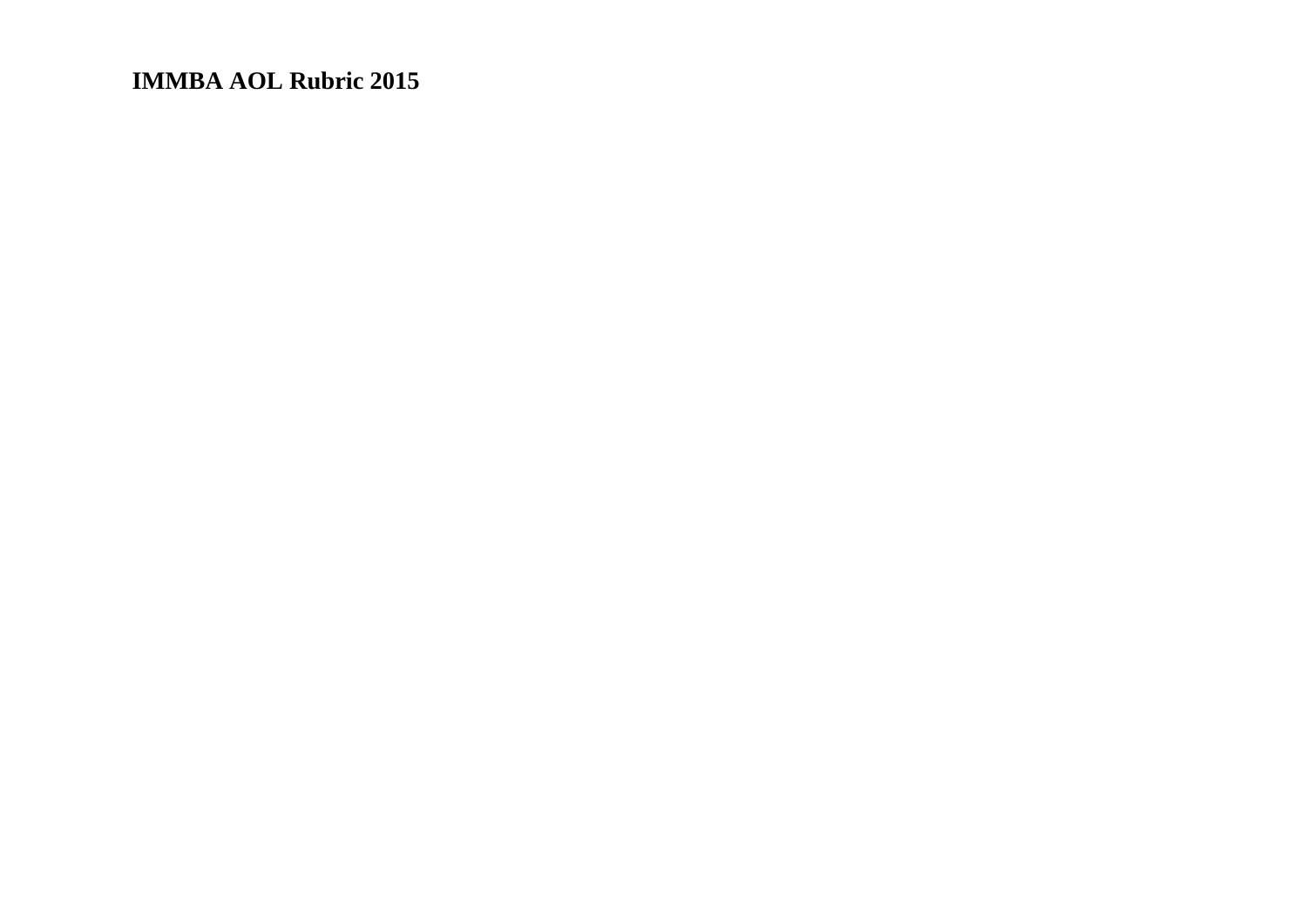**IMMBA AOL Rubric 2015**